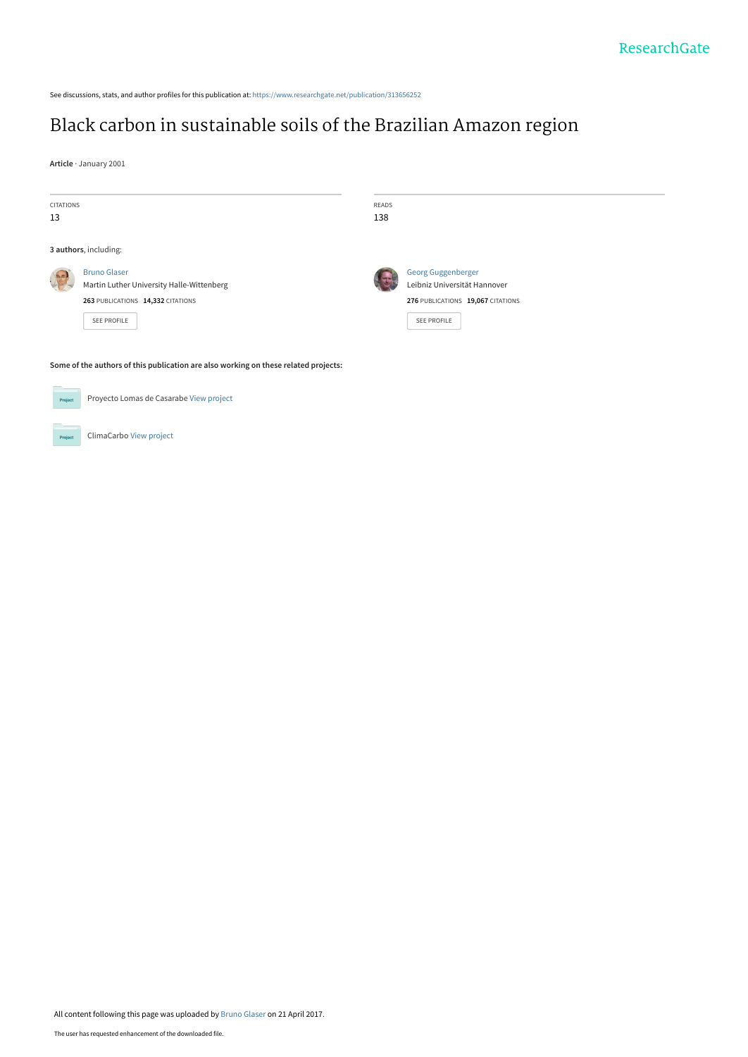See discussions, stats, and author profiles for this publication at: https://www.researchgate.net/publication/313656252

# Black carbon in sustainable soils of the Brazilian Amazon region

**Article** · January 2001

CITATIONS
13

READS
138

**3 authors**, including:

Bruno Glaser
Martin Luther University Halle-Wittenberg
**263** PUBLICATIONS **14,332** CITATIONS

SEE PROFILE

Georg Guggenberger
Leibniz Universität Hannover
**276** PUBLICATIONS **19,067** CITATIONS

SEE PROFILE

**Some of the authors of this publication are also working on these related projects:**

Proyecto Lomas de Casarabe View project

ClimaCarbo View project

All content following this page was uploaded by Bruno Glaser on 21 April 2017.

The user has requested enhancement of the downloaded file.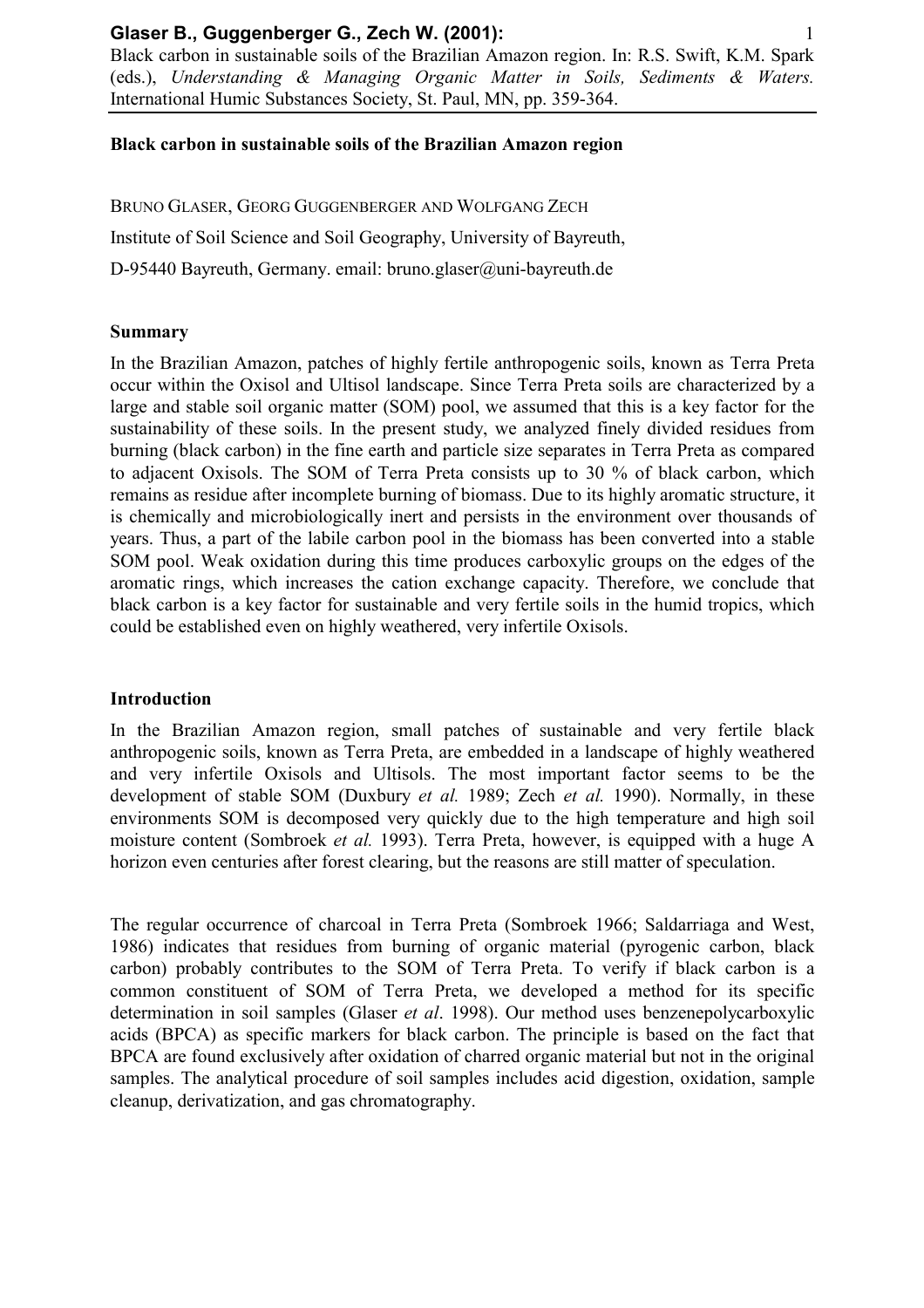**Glaser B., Guggenberger G., Zech W. (2001):**
Black carbon in sustainable soils of the Brazilian Amazon region. In: R.S. Swift, K.M. Spark (eds.), *Understanding & Managing Organic Matter in Soils, Sediments & Waters.* International Humic Substances Society, St. Paul, MN, pp. 359-364.

**Black carbon in sustainable soils of the Brazilian Amazon region**

BRUNO GLASER, GEORG GUGGENBERGER AND WOLFGANG ZECH

Institute of Soil Science and Soil Geography, University of Bayreuth,

D-95440 Bayreuth, Germany. email: bruno.glaser@uni-bayreuth.de

## Summary

In the Brazilian Amazon, patches of highly fertile anthropogenic soils, known as Terra Preta occur within the Oxisol and Ultisol landscape. Since Terra Preta soils are characterized by a large and stable soil organic matter (SOM) pool, we assumed that this is a key factor for the sustainability of these soils. In the present study, we analyzed finely divided residues from burning (black carbon) in the fine earth and particle size separates in Terra Preta as compared to adjacent Oxisols. The SOM of Terra Preta consists up to 30 % of black carbon, which remains as residue after incomplete burning of biomass. Due to its highly aromatic structure, it is chemically and microbiologically inert and persists in the environment over thousands of years. Thus, a part of the labile carbon pool in the biomass has been converted into a stable SOM pool. Weak oxidation during this time produces carboxylic groups on the edges of the aromatic rings, which increases the cation exchange capacity. Therefore, we conclude that black carbon is a key factor for sustainable and very fertile soils in the humid tropics, which could be established even on highly weathered, very infertile Oxisols.

## Introduction

In the Brazilian Amazon region, small patches of sustainable and very fertile black anthropogenic soils, known as Terra Preta, are embedded in a landscape of highly weathered and very infertile Oxisols and Ultisols. The most important factor seems to be the development of stable SOM (Duxbury *et al.* 1989; Zech *et al.* 1990). Normally, in these environments SOM is decomposed very quickly due to the high temperature and high soil moisture content (Sombroek *et al.* 1993). Terra Preta, however, is equipped with a huge A horizon even centuries after forest clearing, but the reasons are still matter of speculation.

The regular occurrence of charcoal in Terra Preta (Sombroek 1966; Saldarriaga and West, 1986) indicates that residues from burning of organic material (pyrogenic carbon, black carbon) probably contributes to the SOM of Terra Preta. To verify if black carbon is a common constituent of SOM of Terra Preta, we developed a method for its specific determination in soil samples (Glaser *et al*. 1998). Our method uses benzenepolycarboxylic acids (BPCA) as specific markers for black carbon. The principle is based on the fact that BPCA are found exclusively after oxidation of charred organic material but not in the original samples. The analytical procedure of soil samples includes acid digestion, oxidation, sample cleanup, derivatization, and gas chromatography.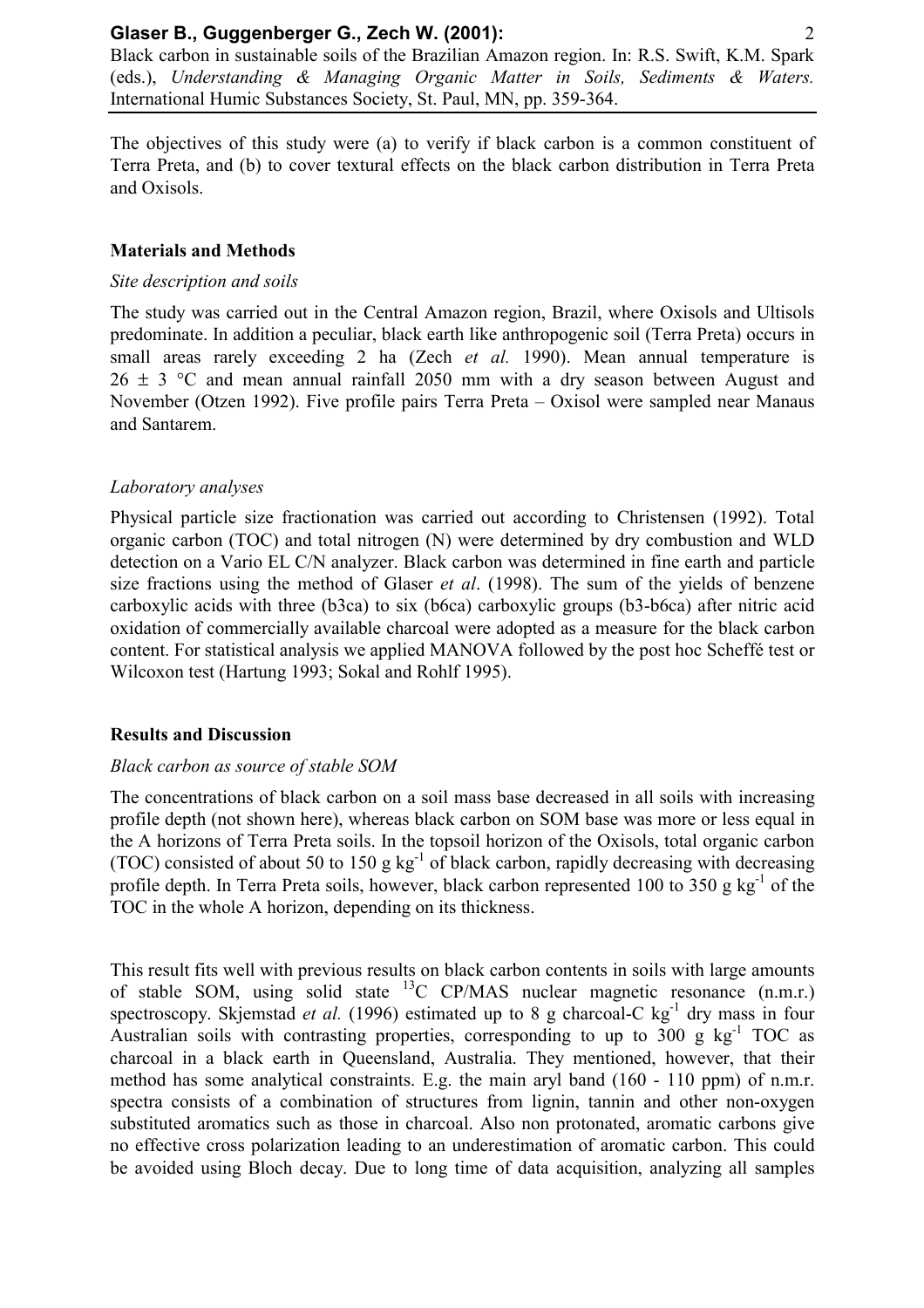The objectives of this study were (a) to verify if black carbon is a common constituent of Terra Preta, and (b) to cover textural effects on the black carbon distribution in Terra Preta and Oxisols.

## Materials and Methods

### *Site description and soils*

The study was carried out in the Central Amazon region, Brazil, where Oxisols and Ultisols predominate. In addition a peculiar, black earth like anthropogenic soil (Terra Preta) occurs in small areas rarely exceeding 2 ha (Zech *et al.* 1990). Mean annual temperature is 26 ± 3 °C and mean annual rainfall 2050 mm with a dry season between August and November (Otzen 1992). Five profile pairs Terra Preta – Oxisol were sampled near Manaus and Santarem.

### *Laboratory analyses*

Physical particle size fractionation was carried out according to Christensen (1992). Total organic carbon (TOC) and total nitrogen (N) were determined by dry combustion and WLD detection on a Vario EL C/N analyzer. Black carbon was determined in fine earth and particle size fractions using the method of Glaser *et al*. (1998). The sum of the yields of benzene carboxylic acids with three (b3ca) to six (b6ca) carboxylic groups (b3-b6ca) after nitric acid oxidation of commercially available charcoal were adopted as a measure for the black carbon content. For statistical analysis we applied MANOVA followed by the post hoc Scheffé test or Wilcoxon test (Hartung 1993; Sokal and Rohlf 1995).

## Results and Discussion

### *Black carbon as source of stable SOM*

The concentrations of black carbon on a soil mass base decreased in all soils with increasing profile depth (not shown here), whereas black carbon on SOM base was more or less equal in the A horizons of Terra Preta soils. In the topsoil horizon of the Oxisols, total organic carbon (TOC) consisted of about 50 to 150 g $kg^{-1}$ of black carbon, rapidly decreasing with decreasing profile depth. In Terra Preta soils, however, black carbon represented 100 to 350 g $kg^{-1}$ of the TOC in the whole A horizon, depending on its thickness.

This result fits well with previous results on black carbon contents in soils with large amounts of stable SOM, using solid state $^{13}C$ CP/MAS nuclear magnetic resonance (n.m.r.) spectroscopy. Skjemstad *et al.* (1996) estimated up to 8 g charcoal-C $kg^{-1}$ dry mass in four Australian soils with contrasting properties, corresponding to up to 300 g $kg^{-1}$ TOC as charcoal in a black earth in Queensland, Australia. They mentioned, however, that their method has some analytical constraints. E.g. the main aryl band (160 - 110 ppm) of n.m.r. spectra consists of a combination of structures from lignin, tannin and other non-oxygen substituted aromatics such as those in charcoal. Also non protonated, aromatic carbons give no effective cross polarization leading to an underestimation of aromatic carbon. This could be avoided using Bloch decay. Due to long time of data acquisition, analyzing all samples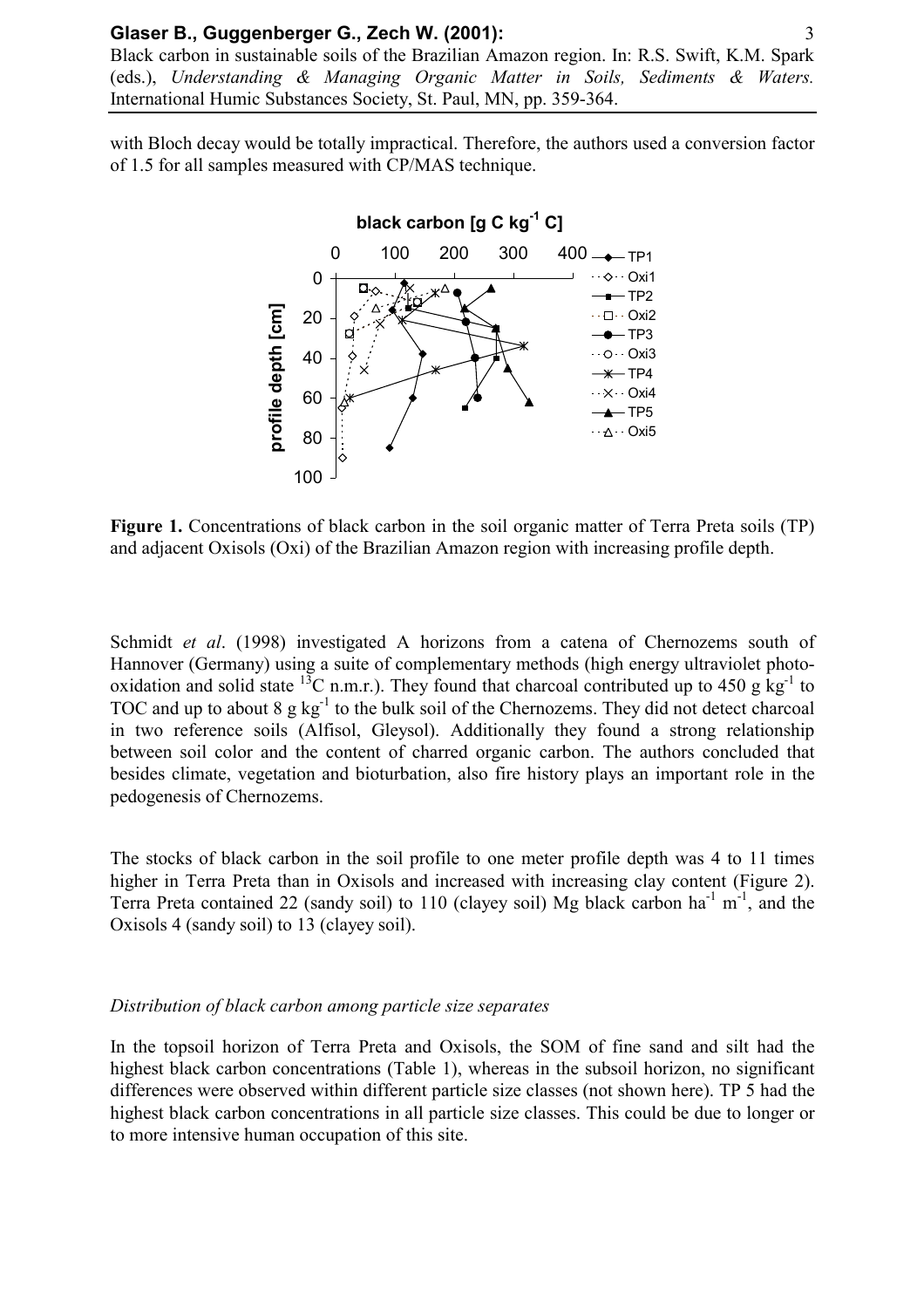with Bloch decay would be totally impractical. Therefore, the authors used a conversion factor of 1.5 for all samples measured with CP/MAS technique.

**Figure 1.** Concentrations of black carbon in the soil organic matter of Terra Preta soils (TP) and adjacent Oxisols (Oxi) of the Brazilian Amazon region with increasing profile depth.

Schmidt *et al*. (1998) investigated A horizons from a catena of Chernozems south of Hannover (Germany) using a suite of complementary methods (high energy ultraviolet photo-oxidation and solid state $^{13}C$ n.m.r.). They found that charcoal contributed up to 450 g $kg^{-1}$ to TOC and up to about 8 g $kg^{-1}$ to the bulk soil of the Chernozems. They did not detect charcoal in two reference soils (Alfisol, Gleysol). Additionally they found a strong relationship between soil color and the content of charred organic carbon. The authors concluded that besides climate, vegetation and bioturbation, also fire history plays an important role in the pedogenesis of Chernozems.

The stocks of black carbon in the soil profile to one meter profile depth was 4 to 11 times higher in Terra Preta than in Oxisols and increased with increasing clay content (Figure 2). Terra Preta contained 22 (sandy soil) to 110 (clayey soil) Mg black carbon $ha^{-1}$ $m^{-1}$, and the Oxisols 4 (sandy soil) to 13 (clayey soil).

### *Distribution of black carbon among particle size separates*

In the topsoil horizon of Terra Preta and Oxisols, the SOM of fine sand and silt had the highest black carbon concentrations (Table 1), whereas in the subsoil horizon, no significant differences were observed within different particle size classes (not shown here). TP 5 had the highest black carbon concentrations in all particle size classes. This could be due to longer or to more intensive human occupation of this site.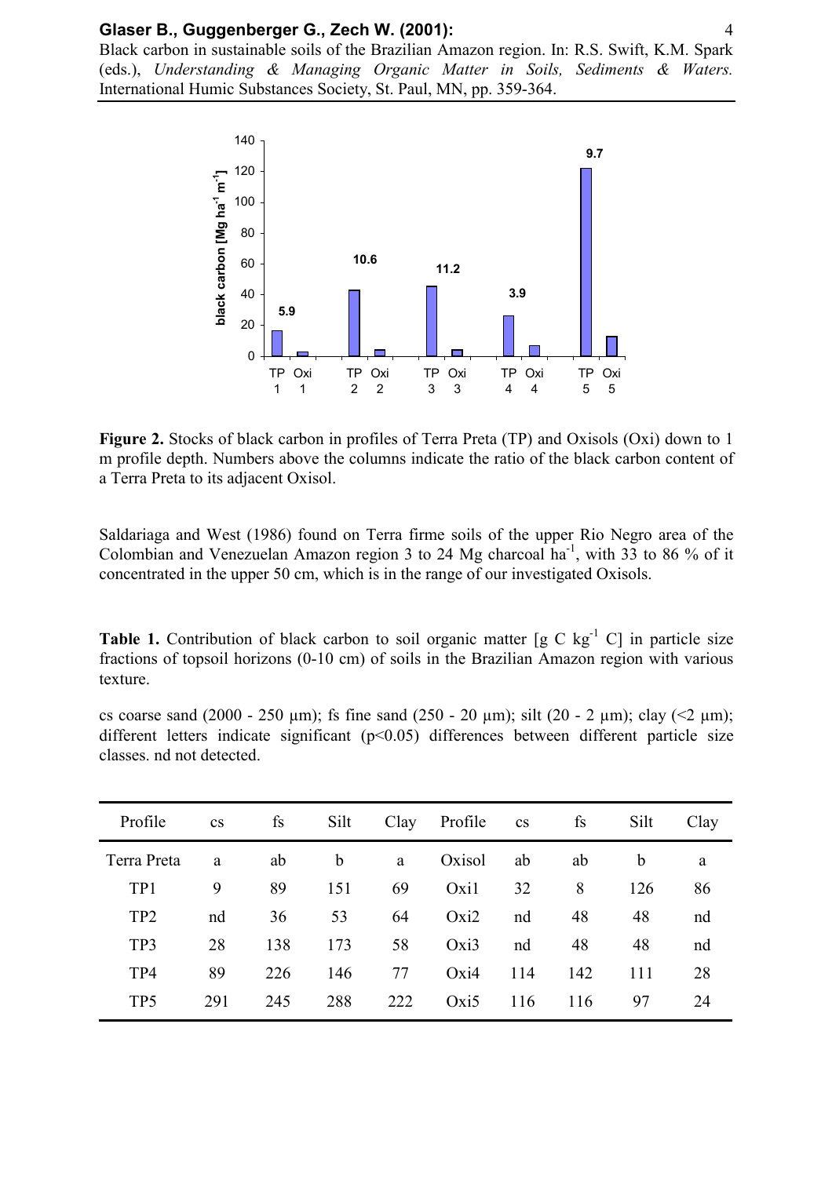**Figure 2.** Stocks of black carbon in profiles of Terra Preta (TP) and Oxisols (Oxi) down to 1 m profile depth. Numbers above the columns indicate the ratio of the black carbon content of a Terra Preta to its adjacent Oxisol.

Saldariaga and West (1986) found on Terra firme soils of the upper Rio Negro area of the Colombian and Venezuelan Amazon region 3 to 24 Mg charcoal ha$^{-1}$, with 33 to 86 % of it concentrated in the upper 50 cm, which is in the range of our investigated Oxisols.

**Table 1.** Contribution of black carbon to soil organic matter [g C kg$^{-1}$ C] in particle size fractions of topsoil horizons (0-10 cm) of soils in the Brazilian Amazon region with various texture.

cs coarse sand (2000 - 250 µm); fs fine sand (250 - 20 µm); silt (20 - 2 µm); clay (<2 µm); different letters indicate significant ($p<0.05$) differences between different particle size classes. nd not detected.

| Profile | cs | fs | Silt | Clay | Profile | cs | fs | Silt | Clay |
|---|---|---|---|---|---|---|---|---|---|
| Terra Preta | a | ab | b | a | Oxisol | ab | ab | b | a |
| TP1 | 9 | 89 | 151 | 69 | Oxi1 | 32 | 8 | 126 | 86 |
| TP2 | nd | 36 | 53 | 64 | Oxi2 | nd | 48 | 48 | nd |
| TP3 | 28 | 138 | 173 | 58 | Oxi3 | nd | 48 | 48 | nd |
| TP4 | 89 | 226 | 146 | 77 | Oxi4 | 114 | 142 | 111 | 28 |
| TP5 | 291 | 245 | 288 | 222 | Oxi5 | 116 | 116 | 97 | 24 |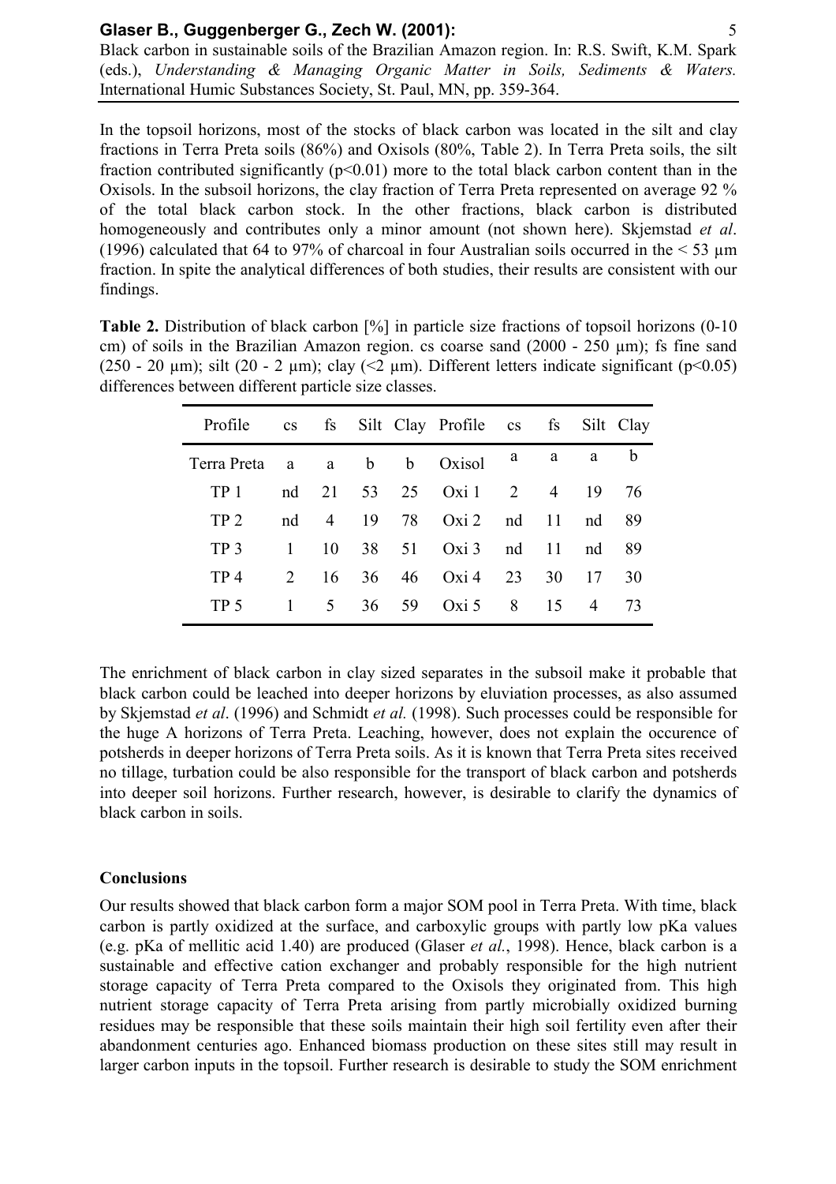In the topsoil horizons, most of the stocks of black carbon was located in the silt and clay fractions in Terra Preta soils (86%) and Oxisols (80%, Table 2). In Terra Preta soils, the silt fraction contributed significantly ($p<0.01$) more to the total black carbon content than in the Oxisols. In the subsoil horizons, the clay fraction of Terra Preta represented on average 92 % of the total black carbon stock. In the other fractions, black carbon is distributed homogeneously and contributes only a minor amount (not shown here). Skjemstad *et al*. (1996) calculated that 64 to 97% of charcoal in four Australian soils occurred in the < 53 µm fraction. In spite the analytical differences of both studies, their results are consistent with our findings.

**Table 2.** Distribution of black carbon [%] in particle size fractions of topsoil horizons (0-10 cm) of soils in the Brazilian Amazon region. cs coarse sand (2000 - 250 µm); fs fine sand (250 - 20 µm); silt (20 - 2 µm); clay (<2 µm). Different letters indicate significant ($p<0.05$) differences between different particle size classes.

| Profile | cs | fs | Silt | Clay | Profile | cs | fs | Silt | Clay |
|---|---|---|---|---|---|---|---|---|---|
| Terra Preta | a | a | b | b | Oxisol | a | a | a | b |
| TP 1 | nd | 21 | 53 | 25 | Oxi 1 | 2 | 4 | 19 | 76 |
| TP 2 | nd | 4 | 19 | 78 | Oxi 2 | nd | 11 | nd | 89 |
| TP 3 | 1 | 10 | 38 | 51 | Oxi 3 | nd | 11 | nd | 89 |
| TP 4 | 2 | 16 | 36 | 46 | Oxi 4 | 23 | 30 | 17 | 30 |
| TP 5 | 1 | 5 | 36 | 59 | Oxi 5 | 8 | 15 | 4 | 73 |

The enrichment of black carbon in clay sized separates in the subsoil make it probable that black carbon could be leached into deeper horizons by eluviation processes, as also assumed by Skjemstad *et al*. (1996) and Schmidt *et al.* (1998). Such processes could be responsible for the huge A horizons of Terra Preta. Leaching, however, does not explain the occurence of potsherds in deeper horizons of Terra Preta soils. As it is known that Terra Preta sites received no tillage, turbation could be also responsible for the transport of black carbon and potsherds into deeper soil horizons. Further research, however, is desirable to clarify the dynamics of black carbon in soils.

**Conclusions**

Our results showed that black carbon form a major SOM pool in Terra Preta. With time, black carbon is partly oxidized at the surface, and carboxylic groups with partly low pKa values (e.g. pKa of mellitic acid 1.40) are produced (Glaser *et al.*, 1998). Hence, black carbon is a sustainable and effective cation exchanger and probably responsible for the high nutrient storage capacity of Terra Preta compared to the Oxisols they originated from. This high nutrient storage capacity of Terra Preta arising from partly microbially oxidized burning residues may be responsible that these soils maintain their high soil fertility even after their abandonment centuries ago. Enhanced biomass production on these sites still may result in larger carbon inputs in the topsoil. Further research is desirable to study the SOM enrichment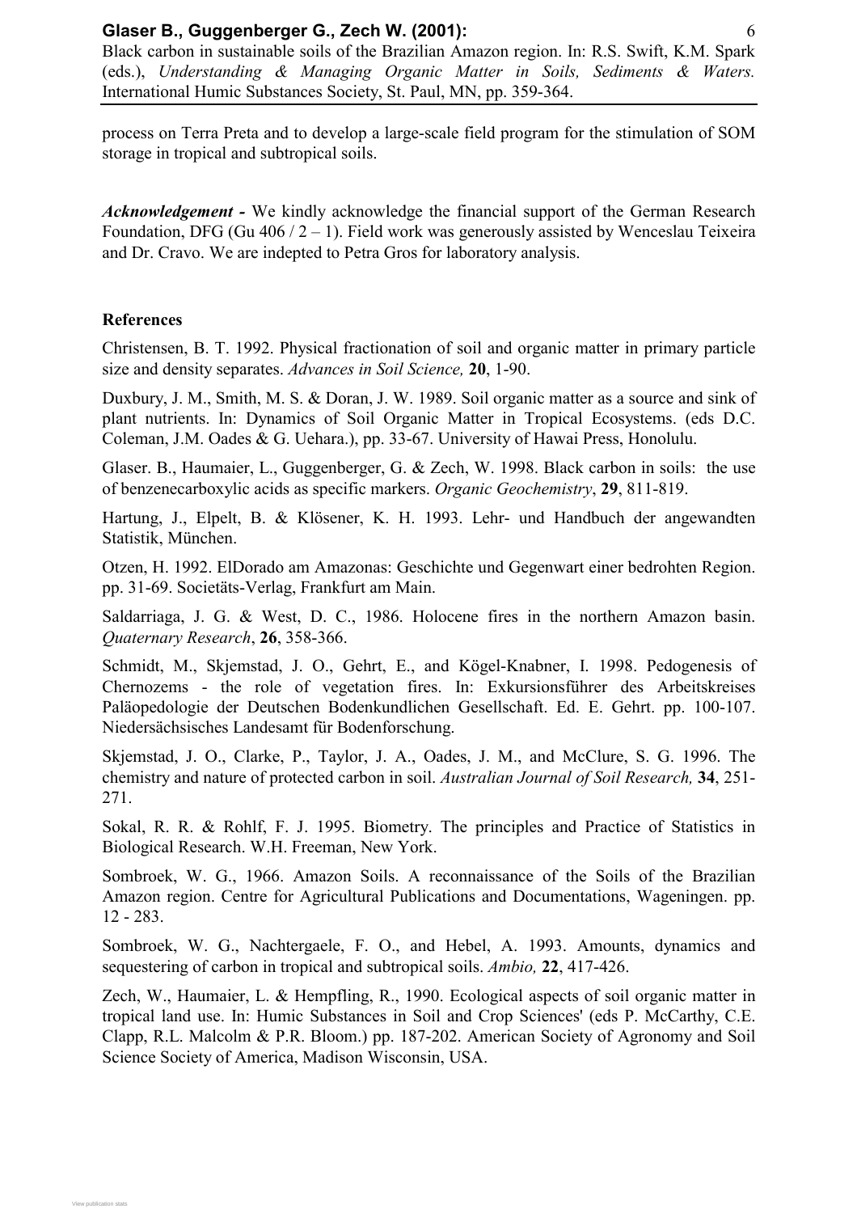process on Terra Preta and to develop a large-scale field program for the stimulation of SOM storage in tropical and subtropical soils.

***Acknowledgement -*** We kindly acknowledge the financial support of the German Research Foundation, DFG (Gu 406 / 2 – 1). Field work was generously assisted by Wenceslau Teixeira and Dr. Cravo. We are indepted to Petra Gros for laboratory analysis.

**References**

Christensen, B. T. 1992. Physical fractionation of soil and organic matter in primary particle size and density separates. *Advances in Soil Science,* **20**, 1-90.

Duxbury, J. M., Smith, M. S. & Doran, J. W. 1989. Soil organic matter as a source and sink of plant nutrients. In: Dynamics of Soil Organic Matter in Tropical Ecosystems. (eds D.C. Coleman, J.M. Oades & G. Uehara.), pp. 33-67. University of Hawai Press, Honolulu.

Glaser. B., Haumaier, L., Guggenberger, G. & Zech, W. 1998. Black carbon in soils: the use of benzenecarboxylic acids as specific markers. *Organic Geochemistry*, **29**, 811-819.

Hartung, J., Elpelt, B. & Klösener, K. H. 1993. Lehr- und Handbuch der angewandten Statistik, München.

Otzen, H. 1992. ElDorado am Amazonas: Geschichte und Gegenwart einer bedrohten Region. pp. 31-69. Societäts-Verlag, Frankfurt am Main.

Saldarriaga, J. G. & West, D. C., 1986. Holocene fires in the northern Amazon basin. *Quaternary Research*, **26**, 358-366.

Schmidt, M., Skjemstad, J. O., Gehrt, E., and Kögel-Knabner, I. 1998. Pedogenesis of Chernozems - the role of vegetation fires. In: Exkursionsführer des Arbeitskreises Paläopedologie der Deutschen Bodenkundlichen Gesellschaft. Ed. E. Gehrt. pp. 100-107. Niedersächsisches Landesamt für Bodenforschung.

Skjemstad, J. O., Clarke, P., Taylor, J. A., Oades, J. M., and McClure, S. G. 1996. The chemistry and nature of protected carbon in soil. *Australian Journal of Soil Research,* **34**, 251-271.

Sokal, R. R. & Rohlf, F. J. 1995. Biometry. The principles and Practice of Statistics in Biological Research. W.H. Freeman, New York.

Sombroek, W. G., 1966. Amazon Soils. A reconnaissance of the Soils of the Brazilian Amazon region. Centre for Agricultural Publications and Documentations, Wageningen. pp. 12 - 283.

Sombroek, W. G., Nachtergaele, F. O., and Hebel, A. 1993. Amounts, dynamics and sequestering of carbon in tropical and subtropical soils. *Ambio,* **22**, 417-426.

Zech, W., Haumaier, L. & Hempfling, R., 1990. Ecological aspects of soil organic matter in tropical land use. In: Humic Substances in Soil and Crop Sciences' (eds P. McCarthy, C.E. Clapp, R.L. Malcolm & P.R. Bloom.) pp. 187-202. American Society of Agronomy and Soil Science Society of America, Madison Wisconsin, USA.